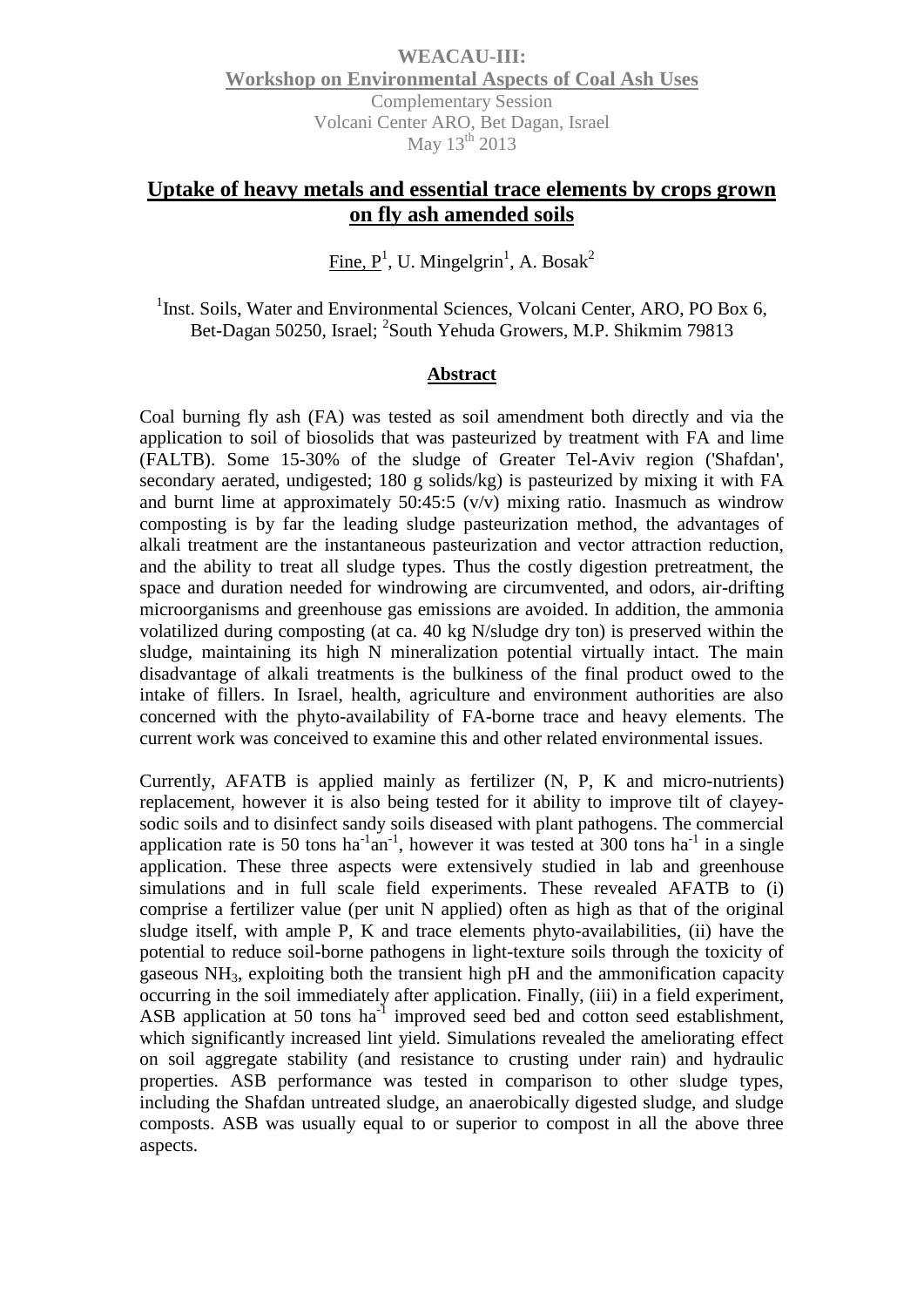**WEACAU-III:**
**Workshop on Environmental Aspects of Coal Ash Uses**
Complementary Session
Volcani Center ARO, Bet Dagan, Israel
May 13th 2013

# Uptake of heavy metals and essential trace elements by crops grown on fly ash amended soils

Fine, P[1], U. Mingelgrin[1], A. Bosak[2]

[1]Inst. Soils, Water and Environmental Sciences, Volcani Center, ARO, PO Box 6, Bet-Dagan 50250, Israel; [2]South Yehuda Growers, M.P. Shikmim 79813

## Abstract

Coal burning fly ash (FA) was tested as soil amendment both directly and via the application to soil of biosolids that was pasteurized by treatment with FA and lime (FALTB). Some 15-30% of the sludge of Greater Tel-Aviv region ('Shafdan', secondary aerated, undigested; 180 g solids/kg) is pasteurized by mixing it with FA and burnt lime at approximately 50:45:5 (v/v) mixing ratio. Inasmuch as windrow composting is by far the leading sludge pasteurization method, the advantages of alkali treatment are the instantaneous pasteurization and vector attraction reduction, and the ability to treat all sludge types. Thus the costly digestion pretreatment, the space and duration needed for windrowing are circumvented, and odors, air-drifting microorganisms and greenhouse gas emissions are avoided. In addition, the ammonia volatilized during composting (at ca. 40 kg N/sludge dry ton) is preserved within the sludge, maintaining its high N mineralization potential virtually intact. The main disadvantage of alkali treatments is the bulkiness of the final product owed to the intake of fillers. In Israel, health, agriculture and environment authorities are also concerned with the phyto-availability of FA-borne trace and heavy elements. The current work was conceived to examine this and other related environmental issues.

Currently, AFATB is applied mainly as fertilizer (N, P, K and micro-nutrients) replacement, however it is also being tested for it ability to improve tilt of clayey-sodic soils and to disinfect sandy soils diseased with plant pathogens. The commercial application rate is 50 tons $ha^{-1}an^{-1}$, however it was tested at 300 tons $ha^{-1}$ in a single application. These three aspects were extensively studied in lab and greenhouse simulations and in full scale field experiments. These revealed AFATB to (i) comprise a fertilizer value (per unit N applied) often as high as that of the original sludge itself, with ample P, K and trace elements phyto-availabilities, (ii) have the potential to reduce soil-borne pathogens in light-texture soils through the toxicity of gaseous $NH_3$, exploiting both the transient high pH and the ammonification capacity occurring in the soil immediately after application. Finally, (iii) in a field experiment, ASB application at 50 tons $ha^{-1}$ improved seed bed and cotton seed establishment, which significantly increased lint yield. Simulations revealed the ameliorating effect on soil aggregate stability (and resistance to crusting under rain) and hydraulic properties. ASB performance was tested in comparison to other sludge types, including the Shafdan untreated sludge, an anaerobically digested sludge, and sludge composts. ASB was usually equal to or superior to compost in all the above three aspects.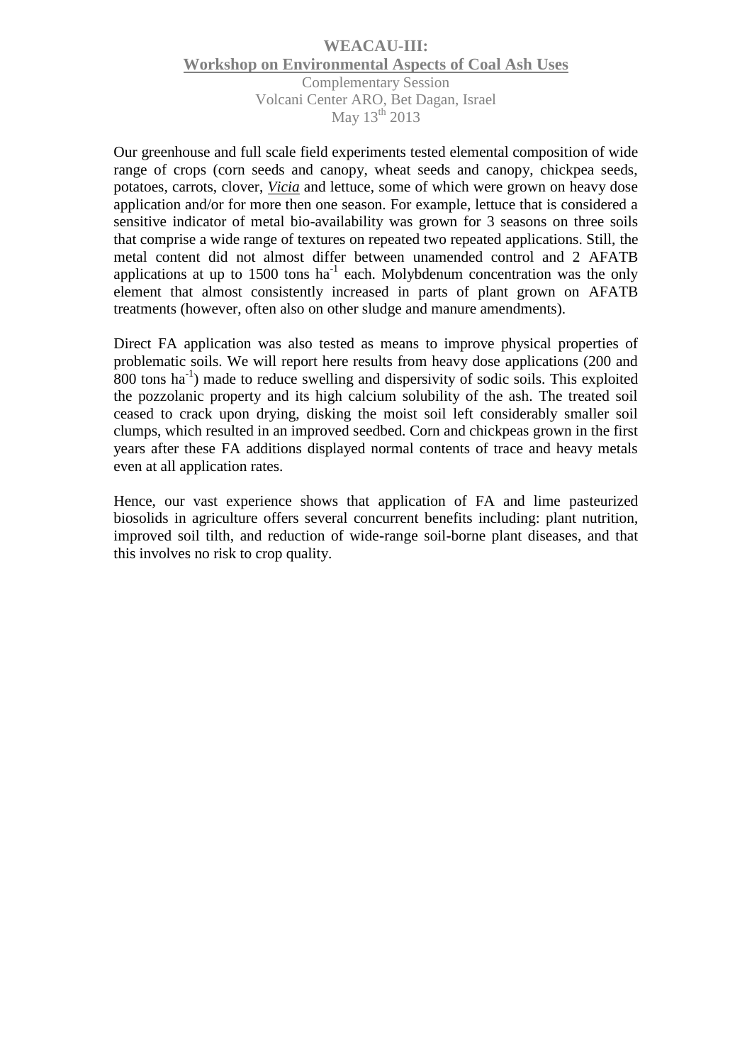Our greenhouse and full scale field experiments tested elemental composition of wide range of crops (corn seeds and canopy, wheat seeds and canopy, chickpea seeds, potatoes, carrots, clover, *Vicia* and lettuce, some of which were grown on heavy dose application and/or for more then one season. For example, lettuce that is considered a sensitive indicator of metal bio-availability was grown for 3 seasons on three soils that comprise a wide range of textures on repeated two repeated applications. Still, the metal content did not almost differ between unamended control and 2 AFATB applications at up to 1500 tons $ha^{-1}$ each. Molybdenum concentration was the only element that almost consistently increased in parts of plant grown on AFATB treatments (however, often also on other sludge and manure amendments).

Direct FA application was also tested as means to improve physical properties of problematic soils. We will report here results from heavy dose applications (200 and 800 tons $ha^{-1}$) made to reduce swelling and dispersivity of sodic soils. This exploited the pozzolanic property and its high calcium solubility of the ash. The treated soil ceased to crack upon drying, disking the moist soil left considerably smaller soil clumps, which resulted in an improved seedbed. Corn and chickpeas grown in the first years after these FA additions displayed normal contents of trace and heavy metals even at all application rates.

Hence, our vast experience shows that application of FA and lime pasteurized biosolids in agriculture offers several concurrent benefits including: plant nutrition, improved soil tilth, and reduction of wide-range soil-borne plant diseases, and that this involves no risk to crop quality.